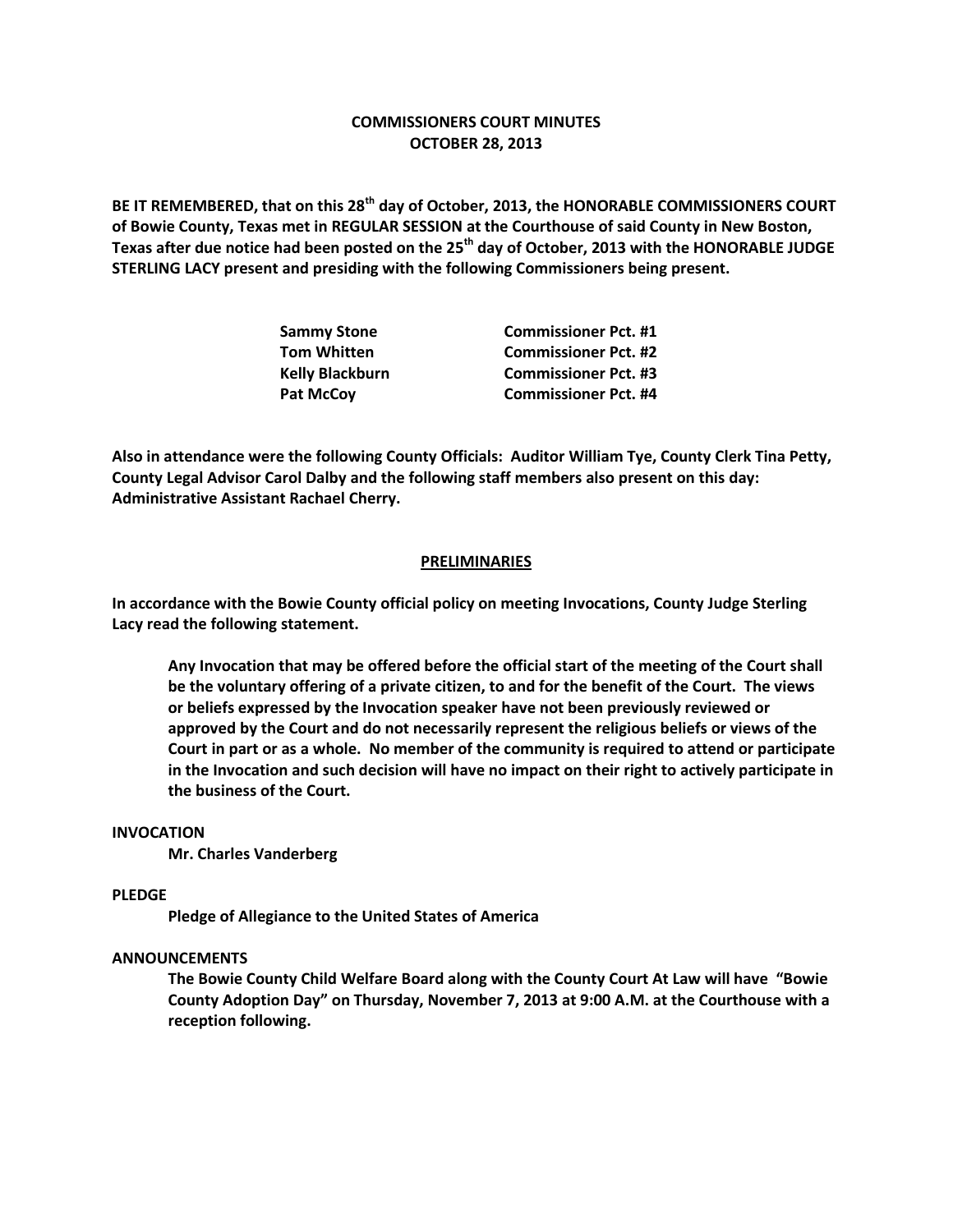**COMMISSIONERS COURT MINUTES**
**OCTOBER 28, 2013**

**BE IT REMEMBERED, that on this 28th day of October, 2013, the HONORABLE COMMISSIONERS COURT of Bowie County, Texas met in REGULAR SESSION at the Courthouse of said County in New Boston, Texas after due notice had been posted on the 25th day of October, 2013 with the HONORABLE JUDGE STERLING LACY present and presiding with the following Commissioners being present.**

| | |
|---|---|
| **Sammy Stone** | **Commissioner Pct. #1** |
| **Tom Whitten** | **Commissioner Pct. #2** |
| **Kelly Blackburn** | **Commissioner Pct. #3** |
| **Pat McCoy** | **Commissioner Pct. #4** |

**Also in attendance were the following County Officials: Auditor William Tye, County Clerk Tina Petty, County Legal Advisor Carol Dalby and the following staff members also present on this day: Administrative Assistant Rachael Cherry.**

## PRELIMINARIES

**In accordance with the Bowie County official policy on meeting Invocations, County Judge Sterling Lacy read the following statement.**

> **Any Invocation that may be offered before the official start of the meeting of the Court shall be the voluntary offering of a private citizen, to and for the benefit of the Court. The views or beliefs expressed by the Invocation speaker have not been previously reviewed or approved by the Court and do not necessarily represent the religious beliefs or views of the Court in part or as a whole. No member of the community is required to attend or participate in the Invocation and such decision will have no impact on their right to actively participate in the business of the Court.**

**INVOCATION**

**Mr. Charles Vanderberg**

**PLEDGE**

**Pledge of Allegiance to the United States of America**

**ANNOUNCEMENTS**

**The Bowie County Child Welfare Board along with the County Court At Law will have "Bowie County Adoption Day" on Thursday, November 7, 2013 at 9:00 A.M. at the Courthouse with a reception following.**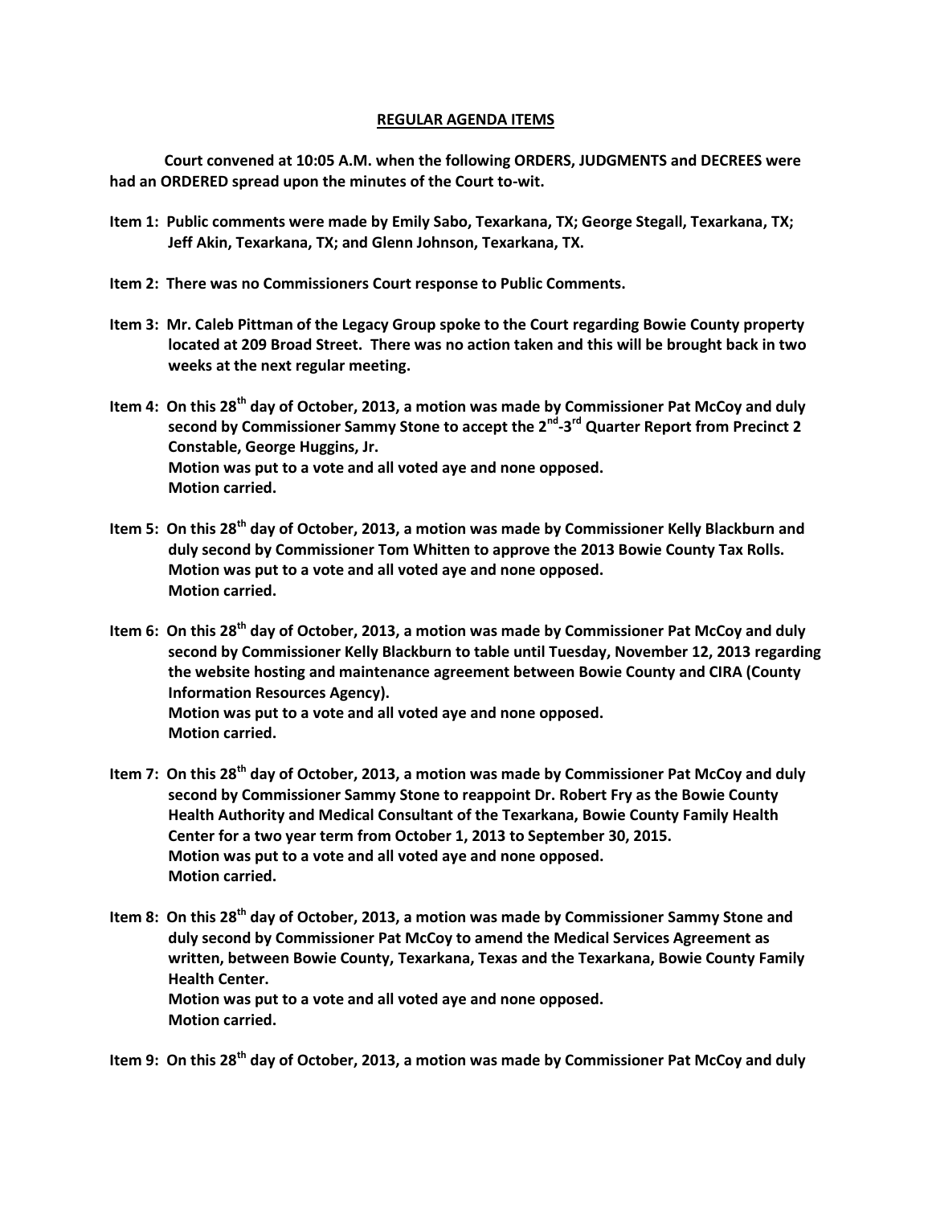## REGULAR AGENDA ITEMS

**Court convened at 10:05 A.M. when the following ORDERS, JUDGMENTS and DECREES were had an ORDERED spread upon the minutes of the Court to-wit.**

**Item 1: Public comments were made by Emily Sabo, Texarkana, TX; George Stegall, Texarkana, TX; Jeff Akin, Texarkana, TX; and Glenn Johnson, Texarkana, TX.**

**Item 2: There was no Commissioners Court response to Public Comments.**

**Item 3: Mr. Caleb Pittman of the Legacy Group spoke to the Court regarding Bowie County property located at 209 Broad Street. There was no action taken and this will be brought back in two weeks at the next regular meeting.**

**Item 4: On this 28th day of October, 2013, a motion was made by Commissioner Pat McCoy and duly second by Commissioner Sammy Stone to accept the 2nd-3rd Quarter Report from Precinct 2 Constable, George Huggins, Jr.**
**Motion was put to a vote and all voted aye and none opposed.**
**Motion carried.**

**Item 5: On this 28th day of October, 2013, a motion was made by Commissioner Kelly Blackburn and duly second by Commissioner Tom Whitten to approve the 2013 Bowie County Tax Rolls.**
**Motion was put to a vote and all voted aye and none opposed.**
**Motion carried.**

**Item 6: On this 28th day of October, 2013, a motion was made by Commissioner Pat McCoy and duly second by Commissioner Kelly Blackburn to table until Tuesday, November 12, 2013 regarding the website hosting and maintenance agreement between Bowie County and CIRA (County Information Resources Agency).**
**Motion was put to a vote and all voted aye and none opposed.**
**Motion carried.**

**Item 7: On this 28th day of October, 2013, a motion was made by Commissioner Pat McCoy and duly second by Commissioner Sammy Stone to reappoint Dr. Robert Fry as the Bowie County Health Authority and Medical Consultant of the Texarkana, Bowie County Family Health Center for a two year term from October 1, 2013 to September 30, 2015.**
**Motion was put to a vote and all voted aye and none opposed.**
**Motion carried.**

**Item 8: On this 28th day of October, 2013, a motion was made by Commissioner Sammy Stone and duly second by Commissioner Pat McCoy to amend the Medical Services Agreement as written, between Bowie County, Texarkana, Texas and the Texarkana, Bowie County Family Health Center.**
**Motion was put to a vote and all voted aye and none opposed.**
**Motion carried.**

**Item 9: On this 28th day of October, 2013, a motion was made by Commissioner Pat McCoy and duly**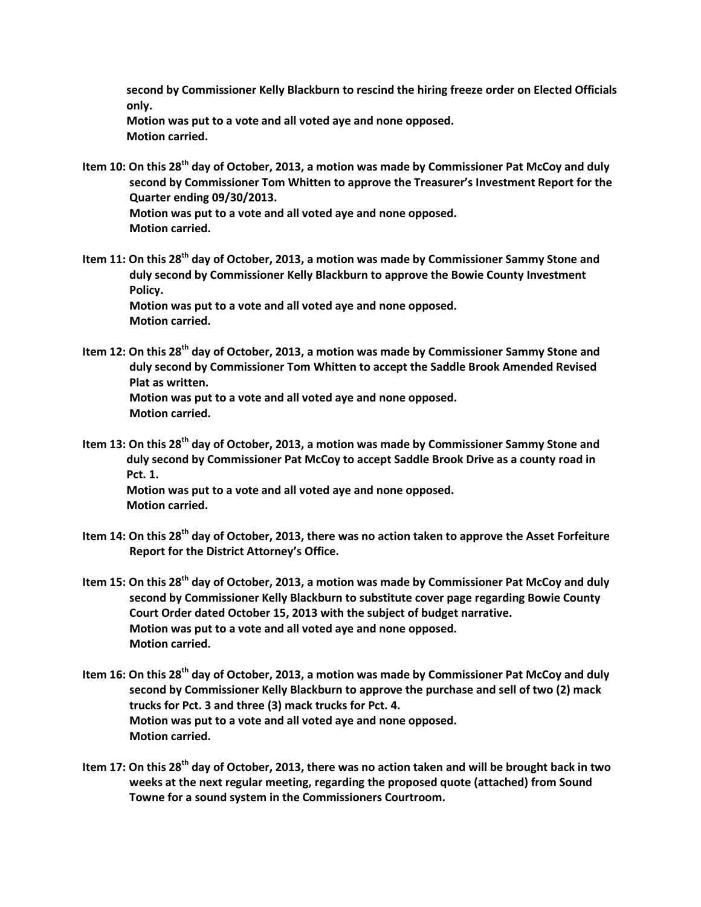**second by Commissioner Kelly Blackburn to rescind the hiring freeze order on Elected Officials only.**
**Motion was put to a vote and all voted aye and none opposed.**
**Motion carried.**

**Item 10: On this 28th day of October, 2013, a motion was made by Commissioner Pat McCoy and duly second by Commissioner Tom Whitten to approve the Treasurer's Investment Report for the Quarter ending 09/30/2013.**
**Motion was put to a vote and all voted aye and none opposed.**
**Motion carried.**

**Item 11: On this 28th day of October, 2013, a motion was made by Commissioner Sammy Stone and duly second by Commissioner Kelly Blackburn to approve the Bowie County Investment Policy.**
**Motion was put to a vote and all voted aye and none opposed.**
**Motion carried.**

**Item 12: On this 28th day of October, 2013, a motion was made by Commissioner Sammy Stone and duly second by Commissioner Tom Whitten to accept the Saddle Brook Amended Revised Plat as written.**
**Motion was put to a vote and all voted aye and none opposed.**
**Motion carried.**

**Item 13: On this 28th day of October, 2013, a motion was made by Commissioner Sammy Stone and duly second by Commissioner Pat McCoy to accept Saddle Brook Drive as a county road in Pct. 1.**
**Motion was put to a vote and all voted aye and none opposed.**
**Motion carried.**

**Item 14: On this 28th day of October, 2013, there was no action taken to approve the Asset Forfeiture Report for the District Attorney's Office.**

**Item 15: On this 28th day of October, 2013, a motion was made by Commissioner Pat McCoy and duly second by Commissioner Kelly Blackburn to substitute cover page regarding Bowie County Court Order dated October 15, 2013 with the subject of budget narrative.**
**Motion was put to a vote and all voted aye and none opposed.**
**Motion carried.**

**Item 16: On this 28th day of October, 2013, a motion was made by Commissioner Pat McCoy and duly second by Commissioner Kelly Blackburn to approve the purchase and sell of two (2) mack trucks for Pct. 3 and three (3) mack trucks for Pct. 4.**
**Motion was put to a vote and all voted aye and none opposed.**
**Motion carried.**

**Item 17: On this 28th day of October, 2013, there was no action taken and will be brought back in two weeks at the next regular meeting, regarding the proposed quote (attached) from Sound Towne for a sound system in the Commissioners Courtroom.**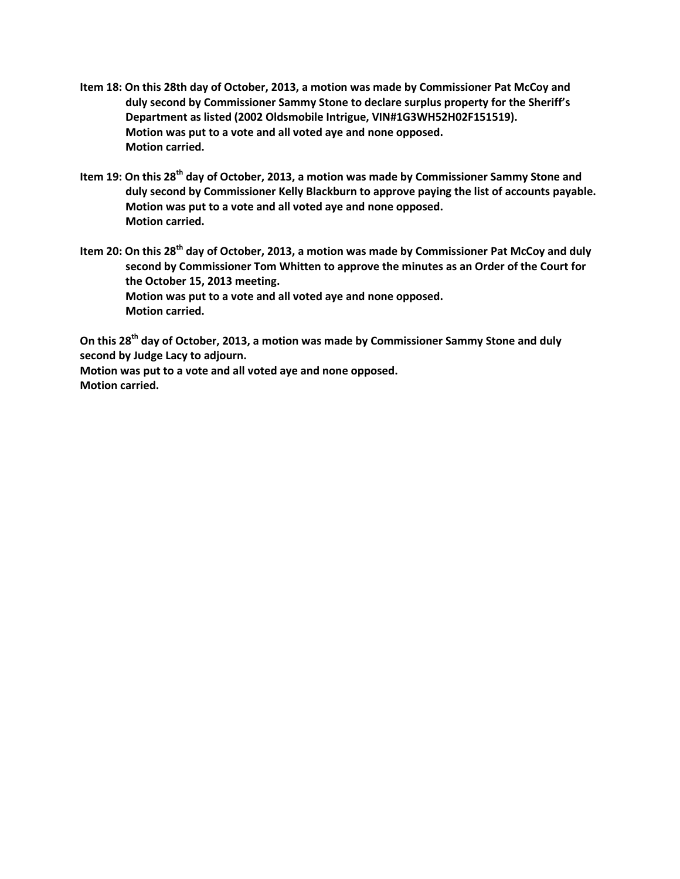**Item 18: On this 28th day of October, 2013, a motion was made by Commissioner Pat McCoy and duly second by Commissioner Sammy Stone to declare surplus property for the Sheriff's Department as listed (2002 Oldsmobile Intrigue, VIN#1G3WH52H02F151519).**
**Motion was put to a vote and all voted aye and none opposed.**
**Motion carried.**

**Item 19: On this 28th day of October, 2013, a motion was made by Commissioner Sammy Stone and duly second by Commissioner Kelly Blackburn to approve paying the list of accounts payable.**
**Motion was put to a vote and all voted aye and none opposed.**
**Motion carried.**

**Item 20: On this 28th day of October, 2013, a motion was made by Commissioner Pat McCoy and duly second by Commissioner Tom Whitten to approve the minutes as an Order of the Court for the October 15, 2013 meeting.**
**Motion was put to a vote and all voted aye and none opposed.**
**Motion carried.**

**On this 28th day of October, 2013, a motion was made by Commissioner Sammy Stone and duly second by Judge Lacy to adjourn.**
**Motion was put to a vote and all voted aye and none opposed.**
**Motion carried.**